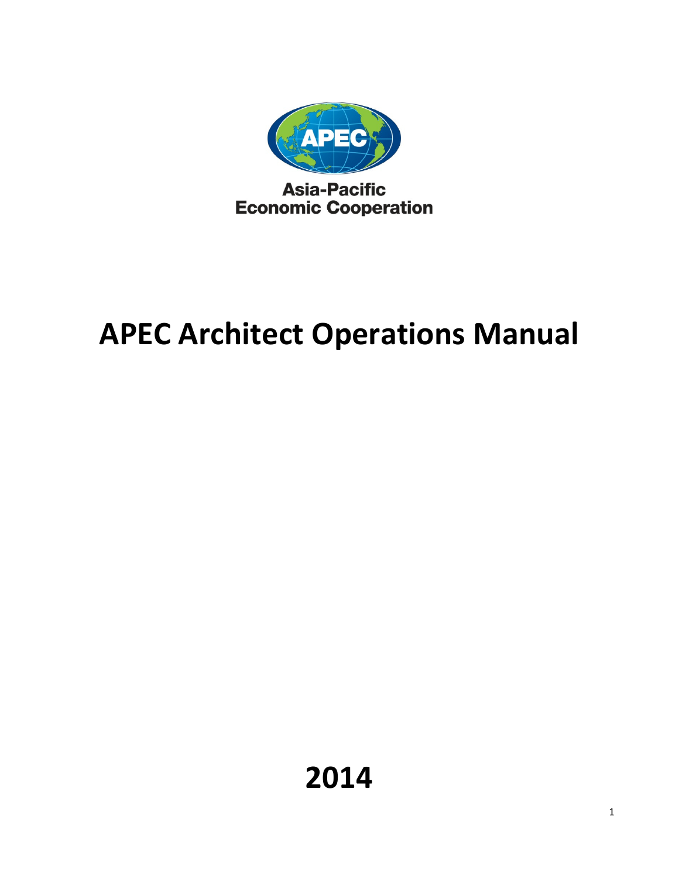Asia-Pacific
Economic Cooperation

# APEC Architect Operations Manual

# 2014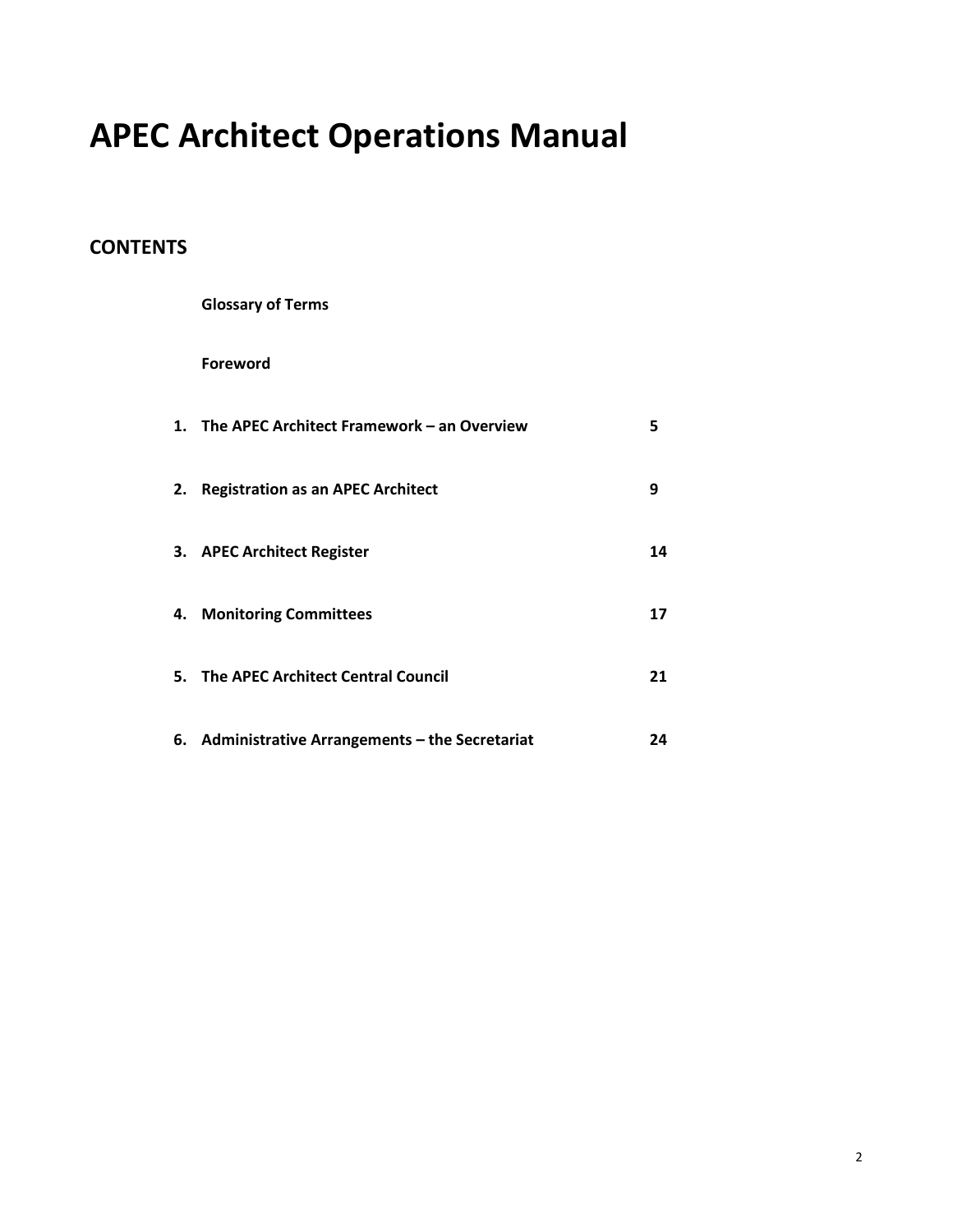# APEC Architect Operations Manual

## CONTENTS

**Glossary of Terms**

**Foreword**

| | | |
|---|---|---|
| **1.** | **The APEC Architect Framework – an Overview** | **5** |
| **2.** | **Registration as an APEC Architect** | **9** |
| **3.** | **APEC Architect Register** | **14** |
| **4.** | **Monitoring Committees** | **17** |
| **5.** | **The APEC Architect Central Council** | **21** |
| **6.** | **Administrative Arrangements – the Secretariat** | **24** |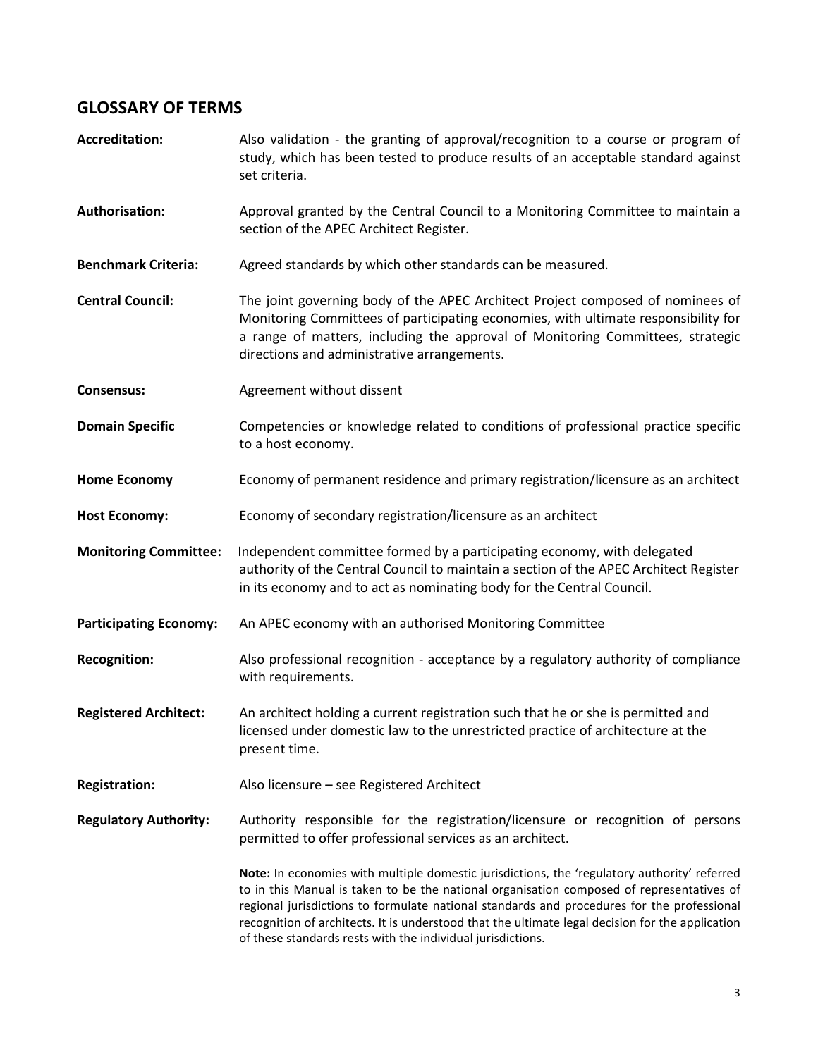## GLOSSARY OF TERMS

**Accreditation:** Also validation - the granting of approval/recognition to a course or program of study, which has been tested to produce results of an acceptable standard against set criteria.

**Authorisation:** Approval granted by the Central Council to a Monitoring Committee to maintain a section of the APEC Architect Register.

**Benchmark Criteria:** Agreed standards by which other standards can be measured.

**Central Council:** The joint governing body of the APEC Architect Project composed of nominees of Monitoring Committees of participating economies, with ultimate responsibility for a range of matters, including the approval of Monitoring Committees, strategic directions and administrative arrangements.

**Consensus:** Agreement without dissent

**Domain Specific** Competencies or knowledge related to conditions of professional practice specific to a host economy.

**Home Economy** Economy of permanent residence and primary registration/licensure as an architect

**Host Economy:** Economy of secondary registration/licensure as an architect

**Monitoring Committee:** Independent committee formed by a participating economy, with delegated authority of the Central Council to maintain a section of the APEC Architect Register in its economy and to act as nominating body for the Central Council.

**Participating Economy:** An APEC economy with an authorised Monitoring Committee

**Recognition:** Also professional recognition - acceptance by a regulatory authority of compliance with requirements.

**Registered Architect:** An architect holding a current registration such that he or she is permitted and licensed under domestic law to the unrestricted practice of architecture at the present time.

**Registration:** Also licensure – see Registered Architect

**Regulatory Authority:** Authority responsible for the registration/licensure or recognition of persons permitted to offer professional services as an architect.

**Note:** In economies with multiple domestic jurisdictions, the 'regulatory authority' referred to in this Manual is taken to be the national organisation composed of representatives of regional jurisdictions to formulate national standards and procedures for the professional recognition of architects. It is understood that the ultimate legal decision for the application of these standards rests with the individual jurisdictions.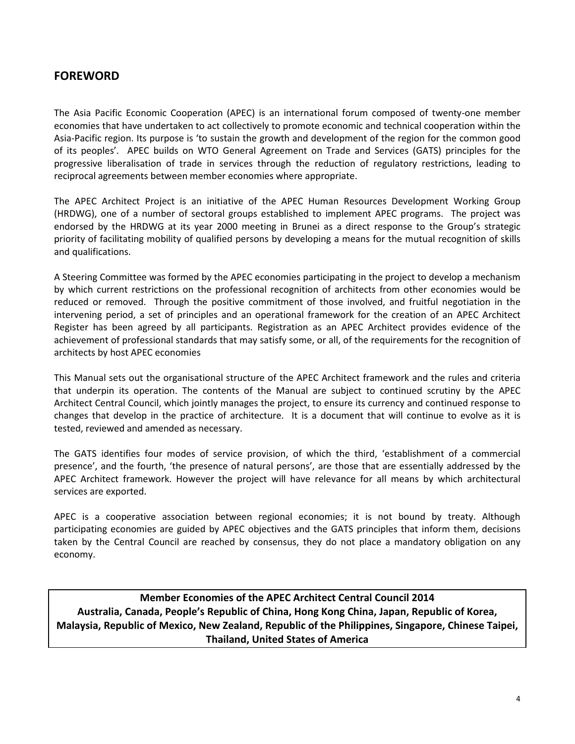## FOREWORD

The Asia Pacific Economic Cooperation (APEC) is an international forum composed of twenty-one member economies that have undertaken to act collectively to promote economic and technical cooperation within the Asia-Pacific region. Its purpose is 'to sustain the growth and development of the region for the common good of its peoples'. APEC builds on WTO General Agreement on Trade and Services (GATS) principles for the progressive liberalisation of trade in services through the reduction of regulatory restrictions, leading to reciprocal agreements between member economies where appropriate.

The APEC Architect Project is an initiative of the APEC Human Resources Development Working Group (HRDWG), one of a number of sectoral groups established to implement APEC programs. The project was endorsed by the HRDWG at its year 2000 meeting in Brunei as a direct response to the Group's strategic priority of facilitating mobility of qualified persons by developing a means for the mutual recognition of skills and qualifications.

A Steering Committee was formed by the APEC economies participating in the project to develop a mechanism by which current restrictions on the professional recognition of architects from other economies would be reduced or removed. Through the positive commitment of those involved, and fruitful negotiation in the intervening period, a set of principles and an operational framework for the creation of an APEC Architect Register has been agreed by all participants. Registration as an APEC Architect provides evidence of the achievement of professional standards that may satisfy some, or all, of the requirements for the recognition of architects by host APEC economies

This Manual sets out the organisational structure of the APEC Architect framework and the rules and criteria that underpin its operation. The contents of the Manual are subject to continued scrutiny by the APEC Architect Central Council, which jointly manages the project, to ensure its currency and continued response to changes that develop in the practice of architecture. It is a document that will continue to evolve as it is tested, reviewed and amended as necessary.

The GATS identifies four modes of service provision, of which the third, 'establishment of a commercial presence', and the fourth, 'the presence of natural persons', are those that are essentially addressed by the APEC Architect framework. However the project will have relevance for all means by which architectural services are exported.

APEC is a cooperative association between regional economies; it is not bound by treaty. Although participating economies are guided by APEC objectives and the GATS principles that inform them, decisions taken by the Central Council are reached by consensus, they do not place a mandatory obligation on any economy.

**Member Economies of the APEC Architect Central Council 2014**
**Australia, Canada, People's Republic of China, Hong Kong China, Japan, Republic of Korea, Malaysia, Republic of Mexico, New Zealand, Republic of the Philippines, Singapore, Chinese Taipei, Thailand, United States of America**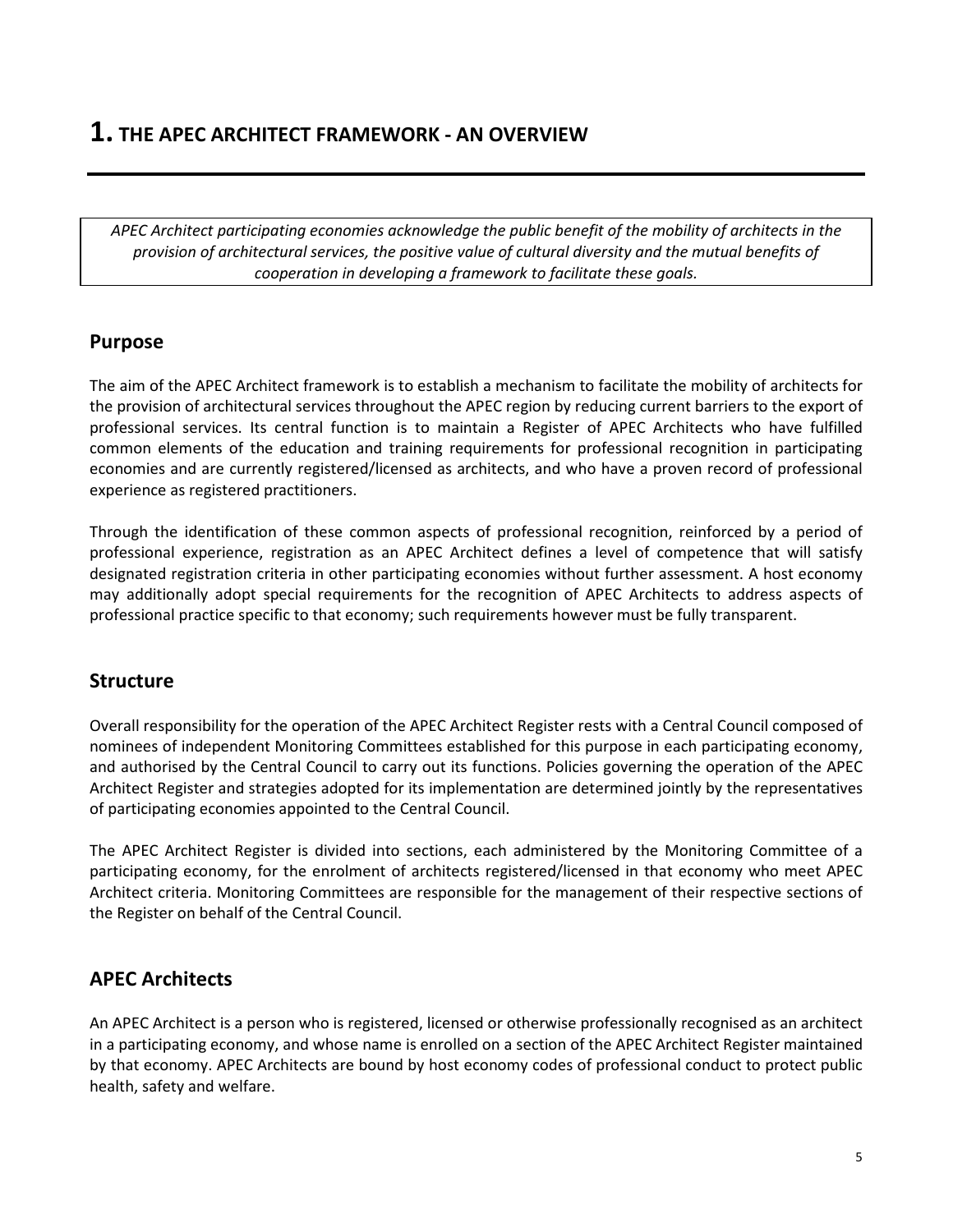# 1. THE APEC ARCHITECT FRAMEWORK - AN OVERVIEW

*APEC Architect participating economies acknowledge the public benefit of the mobility of architects in the provision of architectural services, the positive value of cultural diversity and the mutual benefits of cooperation in developing a framework to facilitate these goals.*

## Purpose

The aim of the APEC Architect framework is to establish a mechanism to facilitate the mobility of architects for the provision of architectural services throughout the APEC region by reducing current barriers to the export of professional services. Its central function is to maintain a Register of APEC Architects who have fulfilled common elements of the education and training requirements for professional recognition in participating economies and are currently registered/licensed as architects, and who have a proven record of professional experience as registered practitioners.

Through the identification of these common aspects of professional recognition, reinforced by a period of professional experience, registration as an APEC Architect defines a level of competence that will satisfy designated registration criteria in other participating economies without further assessment. A host economy may additionally adopt special requirements for the recognition of APEC Architects to address aspects of professional practice specific to that economy; such requirements however must be fully transparent.

## Structure

Overall responsibility for the operation of the APEC Architect Register rests with a Central Council composed of nominees of independent Monitoring Committees established for this purpose in each participating economy, and authorised by the Central Council to carry out its functions. Policies governing the operation of the APEC Architect Register and strategies adopted for its implementation are determined jointly by the representatives of participating economies appointed to the Central Council.

The APEC Architect Register is divided into sections, each administered by the Monitoring Committee of a participating economy, for the enrolment of architects registered/licensed in that economy who meet APEC Architect criteria. Monitoring Committees are responsible for the management of their respective sections of the Register on behalf of the Central Council.

## APEC Architects

An APEC Architect is a person who is registered, licensed or otherwise professionally recognised as an architect in a participating economy, and whose name is enrolled on a section of the APEC Architect Register maintained by that economy. APEC Architects are bound by host economy codes of professional conduct to protect public health, safety and welfare.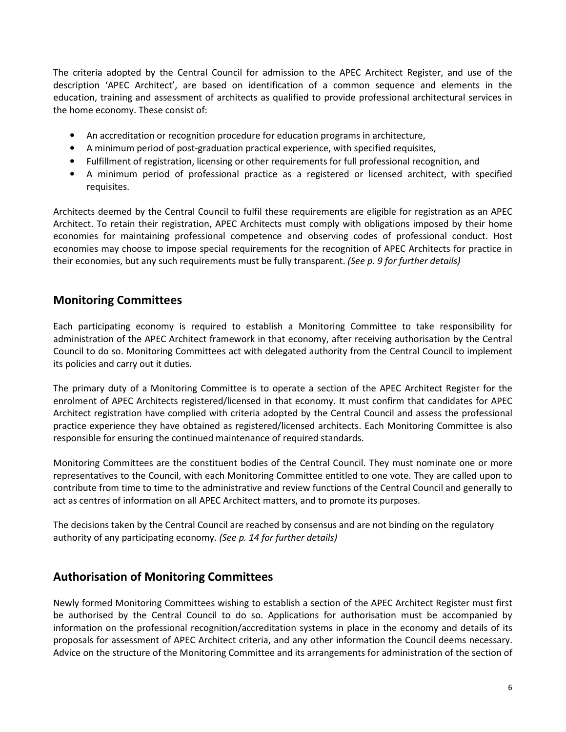The criteria adopted by the Central Council for admission to the APEC Architect Register, and use of the description 'APEC Architect', are based on identification of a common sequence and elements in the education, training and assessment of architects as qualified to provide professional architectural services in the home economy. These consist of:

- An accreditation or recognition procedure for education programs in architecture,
- A minimum period of post-graduation practical experience, with specified requisites,
- Fulfillment of registration, licensing or other requirements for full professional recognition, and
- A minimum period of professional practice as a registered or licensed architect, with specified requisites.

Architects deemed by the Central Council to fulfil these requirements are eligible for registration as an APEC Architect. To retain their registration, APEC Architects must comply with obligations imposed by their home economies for maintaining professional competence and observing codes of professional conduct. Host economies may choose to impose special requirements for the recognition of APEC Architects for practice in their economies, but any such requirements must be fully transparent. *(See p. 9 for further details)*

## Monitoring Committees

Each participating economy is required to establish a Monitoring Committee to take responsibility for administration of the APEC Architect framework in that economy, after receiving authorisation by the Central Council to do so. Monitoring Committees act with delegated authority from the Central Council to implement its policies and carry out it duties.

The primary duty of a Monitoring Committee is to operate a section of the APEC Architect Register for the enrolment of APEC Architects registered/licensed in that economy. It must confirm that candidates for APEC Architect registration have complied with criteria adopted by the Central Council and assess the professional practice experience they have obtained as registered/licensed architects. Each Monitoring Committee is also responsible for ensuring the continued maintenance of required standards.

Monitoring Committees are the constituent bodies of the Central Council. They must nominate one or more representatives to the Council, with each Monitoring Committee entitled to one vote. They are called upon to contribute from time to time to the administrative and review functions of the Central Council and generally to act as centres of information on all APEC Architect matters, and to promote its purposes.

The decisions taken by the Central Council are reached by consensus and are not binding on the regulatory authority of any participating economy. *(See p. 14 for further details)*

## Authorisation of Monitoring Committees

Newly formed Monitoring Committees wishing to establish a section of the APEC Architect Register must first be authorised by the Central Council to do so. Applications for authorisation must be accompanied by information on the professional recognition/accreditation systems in place in the economy and details of its proposals for assessment of APEC Architect criteria, and any other information the Council deems necessary. Advice on the structure of the Monitoring Committee and its arrangements for administration of the section of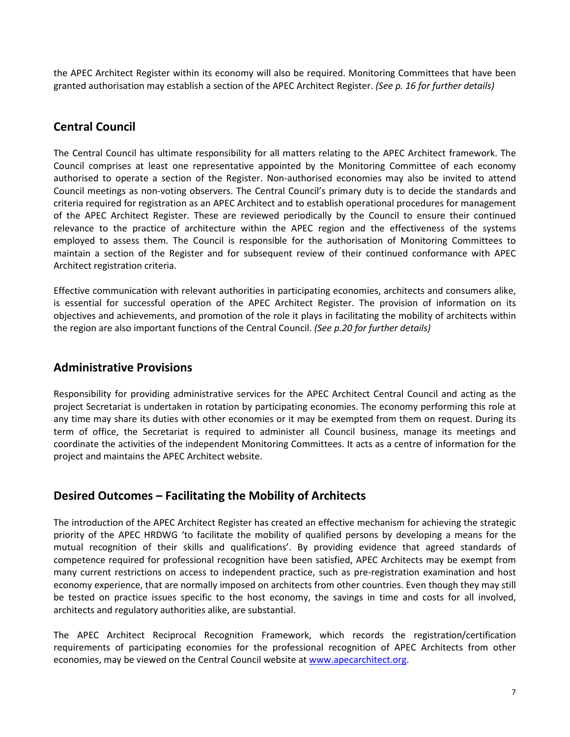the APEC Architect Register within its economy will also be required. Monitoring Committees that have been granted authorisation may establish a section of the APEC Architect Register. *(See p. 16 for further details)*

## Central Council

The Central Council has ultimate responsibility for all matters relating to the APEC Architect framework. The Council comprises at least one representative appointed by the Monitoring Committee of each economy authorised to operate a section of the Register. Non-authorised economies may also be invited to attend Council meetings as non-voting observers. The Central Council's primary duty is to decide the standards and criteria required for registration as an APEC Architect and to establish operational procedures for management of the APEC Architect Register. These are reviewed periodically by the Council to ensure their continued relevance to the practice of architecture within the APEC region and the effectiveness of the systems employed to assess them. The Council is responsible for the authorisation of Monitoring Committees to maintain a section of the Register and for subsequent review of their continued conformance with APEC Architect registration criteria.

Effective communication with relevant authorities in participating economies, architects and consumers alike, is essential for successful operation of the APEC Architect Register. The provision of information on its objectives and achievements, and promotion of the role it plays in facilitating the mobility of architects within the region are also important functions of the Central Council. *(See p.20 for further details)*

## Administrative Provisions

Responsibility for providing administrative services for the APEC Architect Central Council and acting as the project Secretariat is undertaken in rotation by participating economies. The economy performing this role at any time may share its duties with other economies or it may be exempted from them on request. During its term of office, the Secretariat is required to administer all Council business, manage its meetings and coordinate the activities of the independent Monitoring Committees. It acts as a centre of information for the project and maintains the APEC Architect website.

## Desired Outcomes – Facilitating the Mobility of Architects

The introduction of the APEC Architect Register has created an effective mechanism for achieving the strategic priority of the APEC HRDWG 'to facilitate the mobility of qualified persons by developing a means for the mutual recognition of their skills and qualifications'. By providing evidence that agreed standards of competence required for professional recognition have been satisfied, APEC Architects may be exempt from many current restrictions on access to independent practice, such as pre-registration examination and host economy experience, that are normally imposed on architects from other countries. Even though they may still be tested on practice issues specific to the host economy, the savings in time and costs for all involved, architects and regulatory authorities alike, are substantial.

The APEC Architect Reciprocal Recognition Framework, which records the registration/certification requirements of participating economies for the professional recognition of APEC Architects from other economies, may be viewed on the Central Council website at [www.apecarchitect.org](http://www.apecarchitect.org).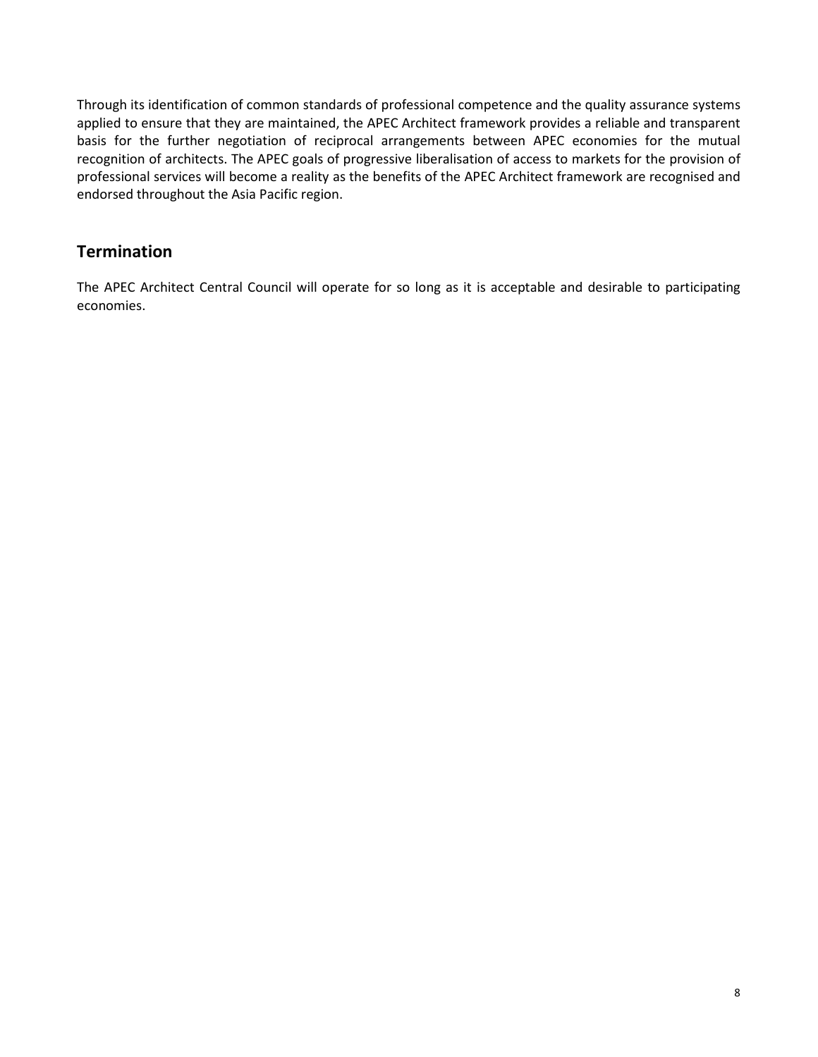Through its identification of common standards of professional competence and the quality assurance systems applied to ensure that they are maintained, the APEC Architect framework provides a reliable and transparent basis for the further negotiation of reciprocal arrangements between APEC economies for the mutual recognition of architects. The APEC goals of progressive liberalisation of access to markets for the provision of professional services will become a reality as the benefits of the APEC Architect framework are recognised and endorsed throughout the Asia Pacific region.

## Termination

The APEC Architect Central Council will operate for so long as it is acceptable and desirable to participating economies.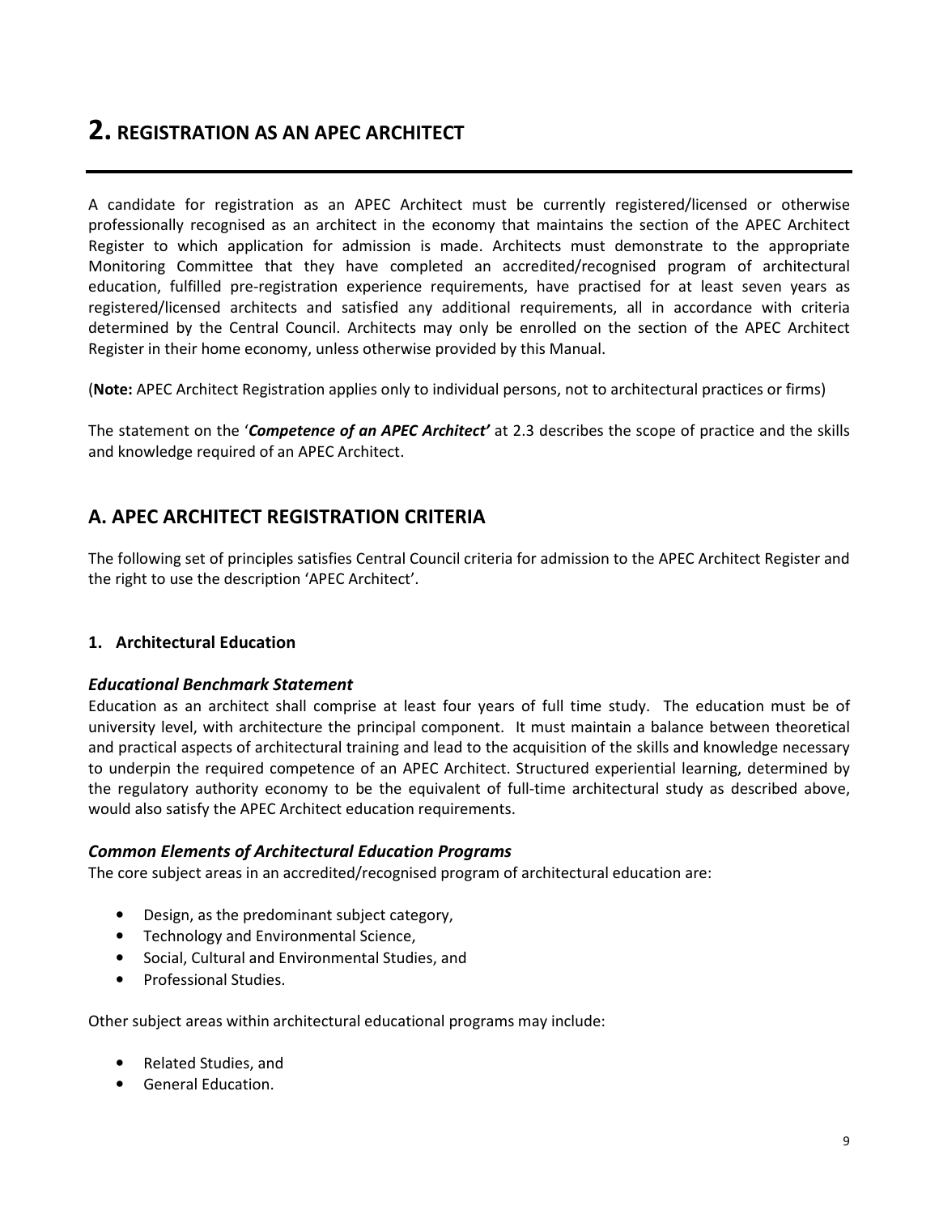# 2. REGISTRATION AS AN APEC ARCHITECT

A candidate for registration as an APEC Architect must be currently registered/licensed or otherwise professionally recognised as an architect in the economy that maintains the section of the APEC Architect Register to which application for admission is made. Architects must demonstrate to the appropriate Monitoring Committee that they have completed an accredited/recognised program of architectural education, fulfilled pre-registration experience requirements, have practised for at least seven years as registered/licensed architects and satisfied any additional requirements, all in accordance with criteria determined by the Central Council. Architects may only be enrolled on the section of the APEC Architect Register in their home economy, unless otherwise provided by this Manual.

(**Note:** APEC Architect Registration applies only to individual persons, not to architectural practices or firms)

The statement on the '***Competence of an APEC Architect'*** at 2.3 describes the scope of practice and the skills and knowledge required of an APEC Architect.

## A. APEC ARCHITECT REGISTRATION CRITERIA

The following set of principles satisfies Central Council criteria for admission to the APEC Architect Register and the right to use the description 'APEC Architect'.

### 1. Architectural Education

#### *Educational Benchmark Statement*

Education as an architect shall comprise at least four years of full time study. The education must be of university level, with architecture the principal component. It must maintain a balance between theoretical and practical aspects of architectural training and lead to the acquisition of the skills and knowledge necessary to underpin the required competence of an APEC Architect. Structured experiential learning, determined by the regulatory authority economy to be the equivalent of full-time architectural study as described above, would also satisfy the APEC Architect education requirements.

#### *Common Elements of Architectural Education Programs*

The core subject areas in an accredited/recognised program of architectural education are:

- Design, as the predominant subject category,
- Technology and Environmental Science,
- Social, Cultural and Environmental Studies, and
- Professional Studies.

Other subject areas within architectural educational programs may include:

- Related Studies, and
- General Education.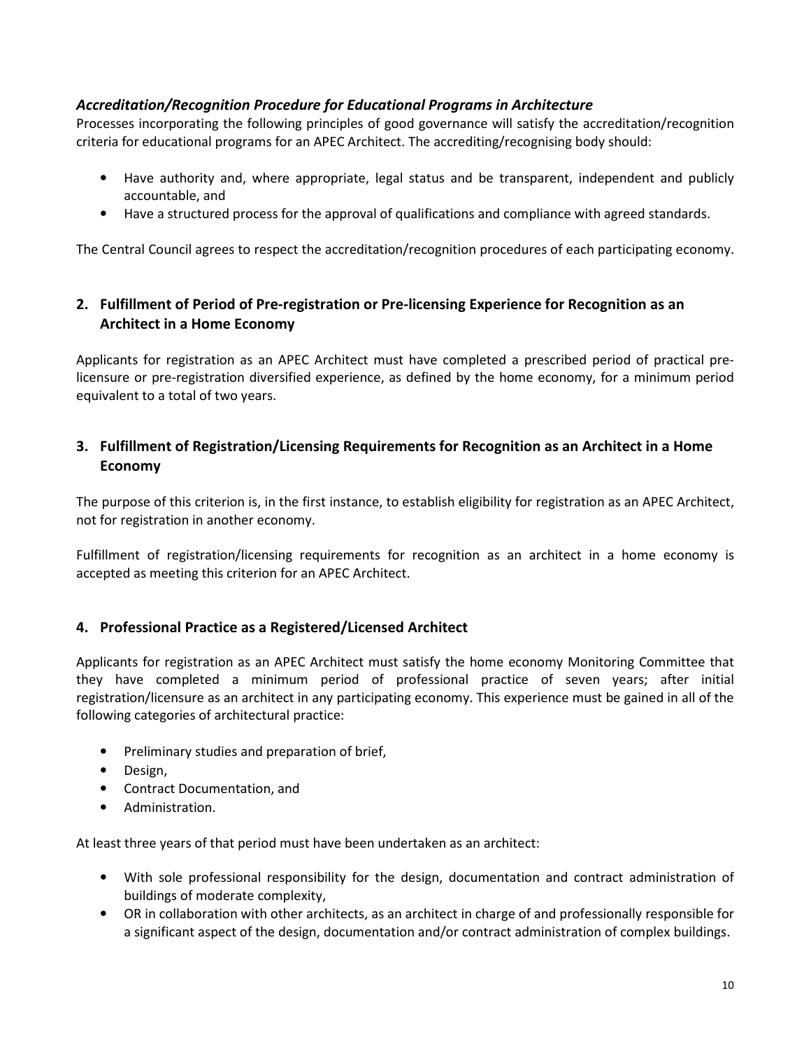### *Accreditation/Recognition Procedure for Educational Programs in Architecture*

Processes incorporating the following principles of good governance will satisfy the accreditation/recognition criteria for educational programs for an APEC Architect. The accrediting/recognising body should:

- Have authority and, where appropriate, legal status and be transparent, independent and publicly accountable, and
- Have a structured process for the approval of qualifications and compliance with agreed standards.

The Central Council agrees to respect the accreditation/recognition procedures of each participating economy.

## 2. Fulfillment of Period of Pre-registration or Pre-licensing Experience for Recognition as an Architect in a Home Economy

Applicants for registration as an APEC Architect must have completed a prescribed period of practical pre-licensure or pre-registration diversified experience, as defined by the home economy, for a minimum period equivalent to a total of two years.

## 3. Fulfillment of Registration/Licensing Requirements for Recognition as an Architect in a Home Economy

The purpose of this criterion is, in the first instance, to establish eligibility for registration as an APEC Architect, not for registration in another economy.

Fulfillment of registration/licensing requirements for recognition as an architect in a home economy is accepted as meeting this criterion for an APEC Architect.

## 4. Professional Practice as a Registered/Licensed Architect

Applicants for registration as an APEC Architect must satisfy the home economy Monitoring Committee that they have completed a minimum period of professional practice of seven years; after initial registration/licensure as an architect in any participating economy. This experience must be gained in all of the following categories of architectural practice:

- Preliminary studies and preparation of brief,
- Design,
- Contract Documentation, and
- Administration.

At least three years of that period must have been undertaken as an architect:

- With sole professional responsibility for the design, documentation and contract administration of buildings of moderate complexity,
- OR in collaboration with other architects, as an architect in charge of and professionally responsible for a significant aspect of the design, documentation and/or contract administration of complex buildings.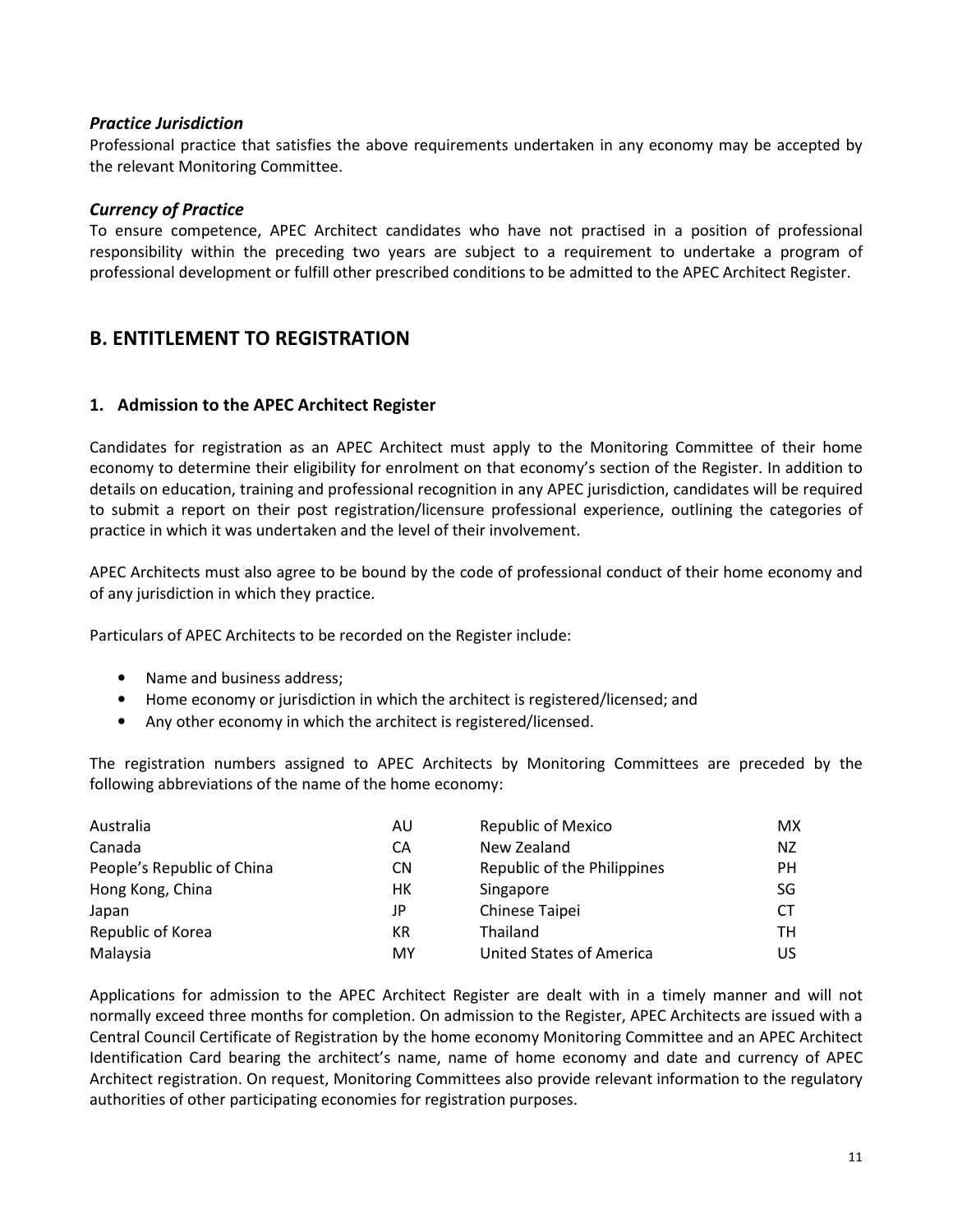### *Practice Jurisdiction*

Professional practice that satisfies the above requirements undertaken in any economy may be accepted by the relevant Monitoring Committee.

### *Currency of Practice*

To ensure competence, APEC Architect candidates who have not practised in a position of professional responsibility within the preceding two years are subject to a requirement to undertake a program of professional development or fulfill other prescribed conditions to be admitted to the APEC Architect Register.

## B. ENTITLEMENT TO REGISTRATION

### 1. Admission to the APEC Architect Register

Candidates for registration as an APEC Architect must apply to the Monitoring Committee of their home economy to determine their eligibility for enrolment on that economy's section of the Register. In addition to details on education, training and professional recognition in any APEC jurisdiction, candidates will be required to submit a report on their post registration/licensure professional experience, outlining the categories of practice in which it was undertaken and the level of their involvement.

APEC Architects must also agree to be bound by the code of professional conduct of their home economy and of any jurisdiction in which they practice.

Particulars of APEC Architects to be recorded on the Register include:

- Name and business address;
- Home economy or jurisdiction in which the architect is registered/licensed; and
- Any other economy in which the architect is registered/licensed.

The registration numbers assigned to APEC Architects by Monitoring Committees are preceded by the following abbreviations of the name of the home economy:

| | | | |
|---|---|---|---|
| Australia | AU | Republic of Mexico | MX |
| Canada | CA | New Zealand | NZ |
| People's Republic of China | CN | Republic of the Philippines | PH |
| Hong Kong, China | HK | Singapore | SG |
| Japan | JP | Chinese Taipei | CT |
| Republic of Korea | KR | Thailand | TH |
| Malaysia | MY | United States of America | US |

Applications for admission to the APEC Architect Register are dealt with in a timely manner and will not normally exceed three months for completion. On admission to the Register, APEC Architects are issued with a Central Council Certificate of Registration by the home economy Monitoring Committee and an APEC Architect Identification Card bearing the architect's name, name of home economy and date and currency of APEC Architect registration. On request, Monitoring Committees also provide relevant information to the regulatory authorities of other participating economies for registration purposes.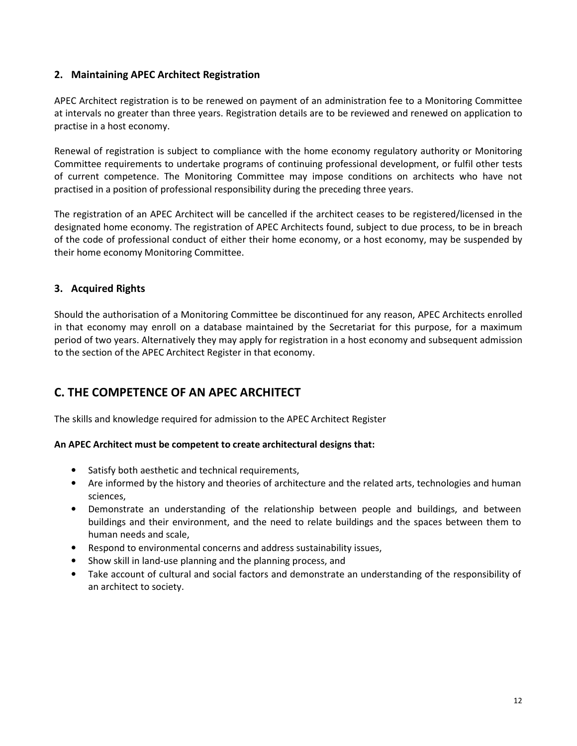### 2. Maintaining APEC Architect Registration

APEC Architect registration is to be renewed on payment of an administration fee to a Monitoring Committee at intervals no greater than three years. Registration details are to be reviewed and renewed on application to practise in a host economy.

Renewal of registration is subject to compliance with the home economy regulatory authority or Monitoring Committee requirements to undertake programs of continuing professional development, or fulfil other tests of current competence. The Monitoring Committee may impose conditions on architects who have not practised in a position of professional responsibility during the preceding three years.

The registration of an APEC Architect will be cancelled if the architect ceases to be registered/licensed in the designated home economy. The registration of APEC Architects found, subject to due process, to be in breach of the code of professional conduct of either their home economy, or a host economy, may be suspended by their home economy Monitoring Committee.

### 3. Acquired Rights

Should the authorisation of a Monitoring Committee be discontinued for any reason, APEC Architects enrolled in that economy may enroll on a database maintained by the Secretariat for this purpose, for a maximum period of two years. Alternatively they may apply for registration in a host economy and subsequent admission to the section of the APEC Architect Register in that economy.

## C. THE COMPETENCE OF AN APEC ARCHITECT

The skills and knowledge required for admission to the APEC Architect Register

**An APEC Architect must be competent to create architectural designs that:**

- Satisfy both aesthetic and technical requirements,
- Are informed by the history and theories of architecture and the related arts, technologies and human sciences,
- Demonstrate an understanding of the relationship between people and buildings, and between buildings and their environment, and the need to relate buildings and the spaces between them to human needs and scale,
- Respond to environmental concerns and address sustainability issues,
- Show skill in land-use planning and the planning process, and
- Take account of cultural and social factors and demonstrate an understanding of the responsibility of an architect to society.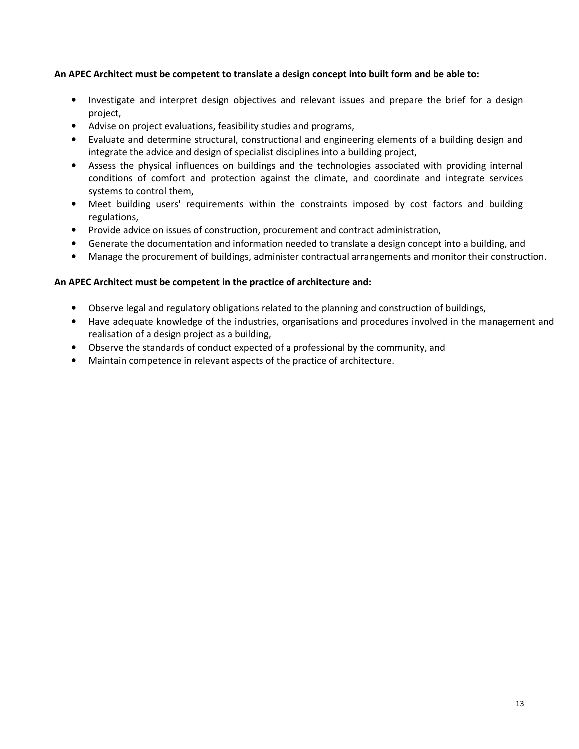**An APEC Architect must be competent to translate a design concept into built form and be able to:**

- Investigate and interpret design objectives and relevant issues and prepare the brief for a design project,
- Advise on project evaluations, feasibility studies and programs,
- Evaluate and determine structural, constructional and engineering elements of a building design and integrate the advice and design of specialist disciplines into a building project,
- Assess the physical influences on buildings and the technologies associated with providing internal conditions of comfort and protection against the climate, and coordinate and integrate services systems to control them,
- Meet building users' requirements within the constraints imposed by cost factors and building regulations,
- Provide advice on issues of construction, procurement and contract administration,
- Generate the documentation and information needed to translate a design concept into a building, and
- Manage the procurement of buildings, administer contractual arrangements and monitor their construction.

**An APEC Architect must be competent in the practice of architecture and:**

- Observe legal and regulatory obligations related to the planning and construction of buildings,
- Have adequate knowledge of the industries, organisations and procedures involved in the management and realisation of a design project as a building,
- Observe the standards of conduct expected of a professional by the community, and
- Maintain competence in relevant aspects of the practice of architecture.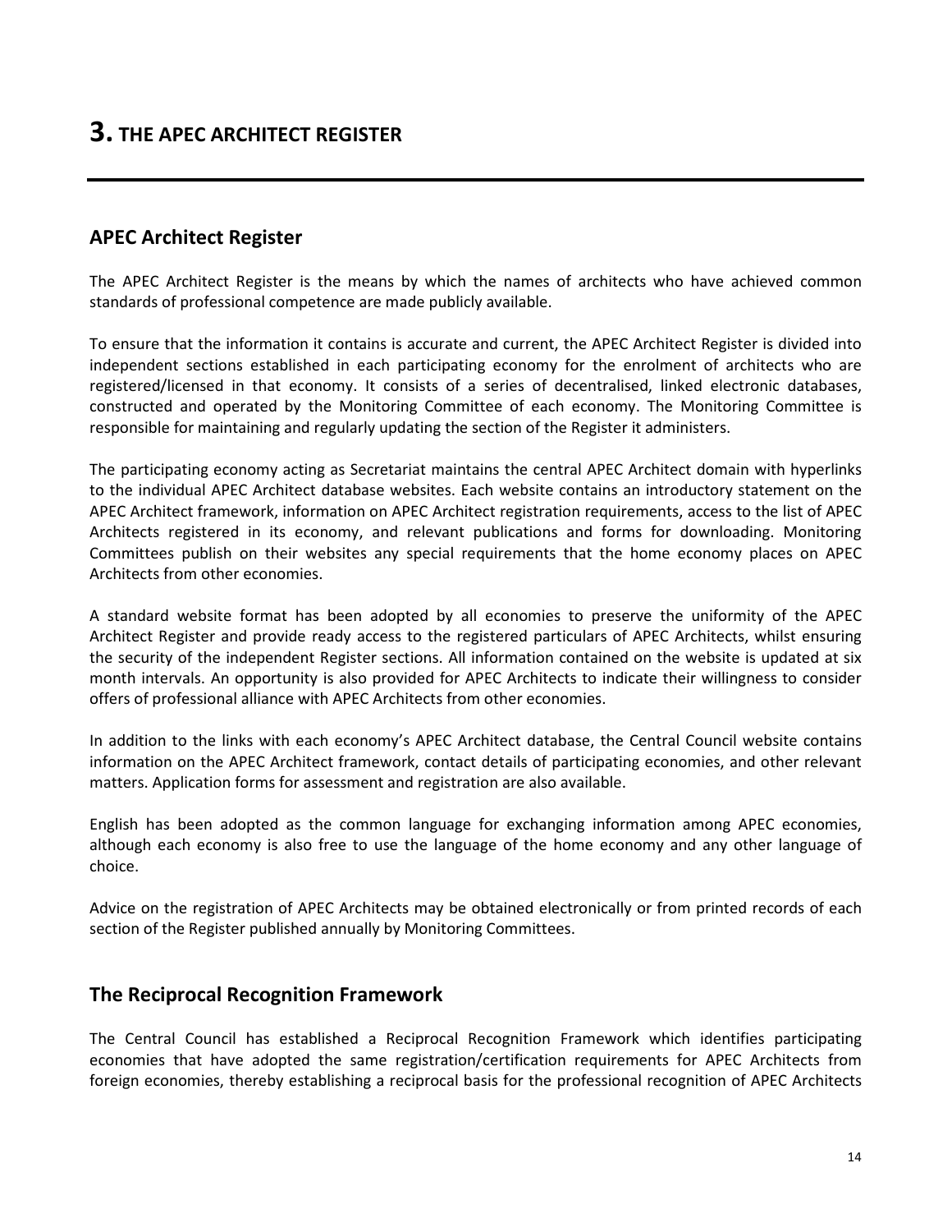# 3. THE APEC ARCHITECT REGISTER

## APEC Architect Register

The APEC Architect Register is the means by which the names of architects who have achieved common standards of professional competence are made publicly available.

To ensure that the information it contains is accurate and current, the APEC Architect Register is divided into independent sections established in each participating economy for the enrolment of architects who are registered/licensed in that economy. It consists of a series of decentralised, linked electronic databases, constructed and operated by the Monitoring Committee of each economy. The Monitoring Committee is responsible for maintaining and regularly updating the section of the Register it administers.

The participating economy acting as Secretariat maintains the central APEC Architect domain with hyperlinks to the individual APEC Architect database websites. Each website contains an introductory statement on the APEC Architect framework, information on APEC Architect registration requirements, access to the list of APEC Architects registered in its economy, and relevant publications and forms for downloading. Monitoring Committees publish on their websites any special requirements that the home economy places on APEC Architects from other economies.

A standard website format has been adopted by all economies to preserve the uniformity of the APEC Architect Register and provide ready access to the registered particulars of APEC Architects, whilst ensuring the security of the independent Register sections. All information contained on the website is updated at six month intervals. An opportunity is also provided for APEC Architects to indicate their willingness to consider offers of professional alliance with APEC Architects from other economies.

In addition to the links with each economy's APEC Architect database, the Central Council website contains information on the APEC Architect framework, contact details of participating economies, and other relevant matters. Application forms for assessment and registration are also available.

English has been adopted as the common language for exchanging information among APEC economies, although each economy is also free to use the language of the home economy and any other language of choice.

Advice on the registration of APEC Architects may be obtained electronically or from printed records of each section of the Register published annually by Monitoring Committees.

## The Reciprocal Recognition Framework

The Central Council has established a Reciprocal Recognition Framework which identifies participating economies that have adopted the same registration/certification requirements for APEC Architects from foreign economies, thereby establishing a reciprocal basis for the professional recognition of APEC Architects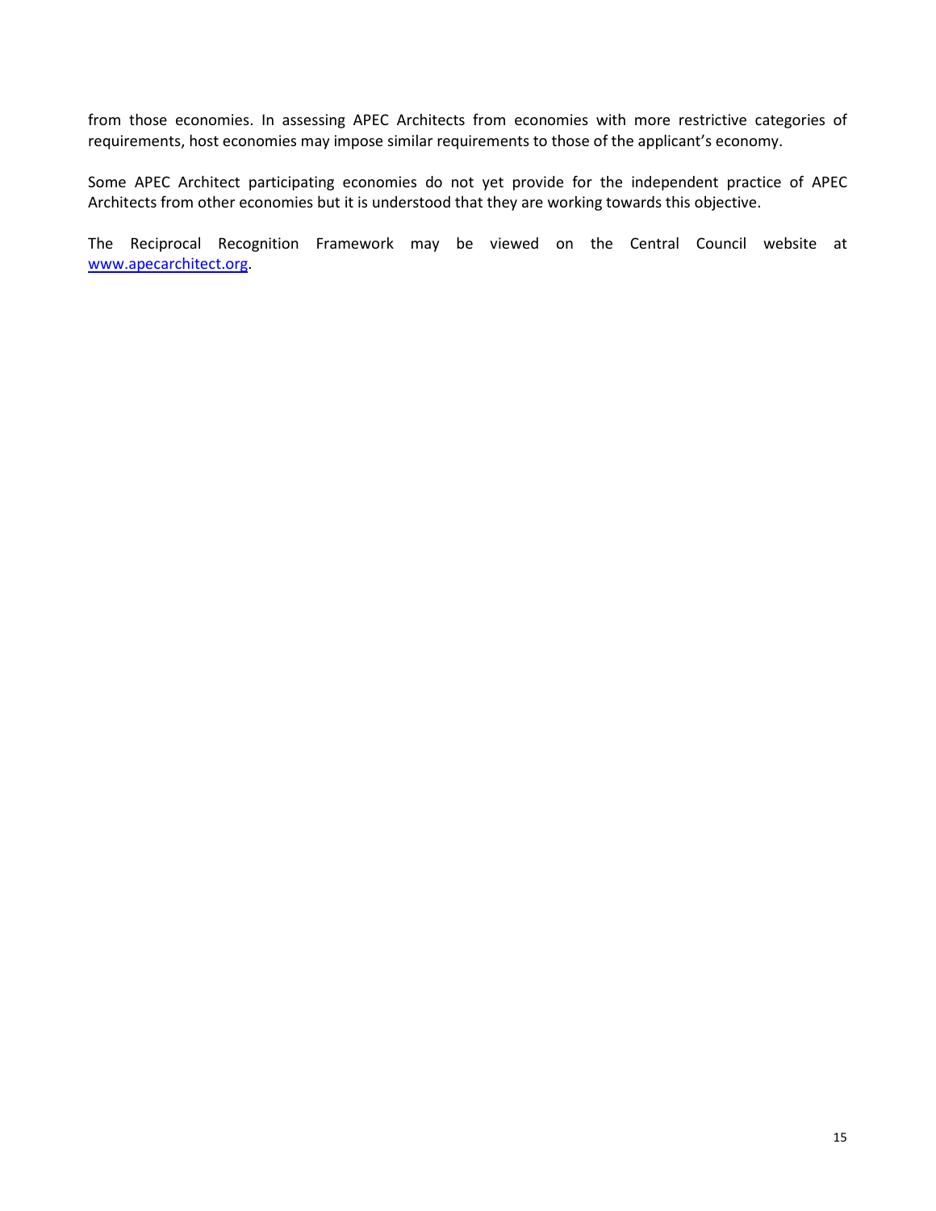from those economies. In assessing APEC Architects from economies with more restrictive categories of requirements, host economies may impose similar requirements to those of the applicant's economy.

Some APEC Architect participating economies do not yet provide for the independent practice of APEC Architects from other economies but it is understood that they are working towards this objective.

The Reciprocal Recognition Framework may be viewed on the Central Council website at [www.apecarchitect.org](http://www.apecarchitect.org).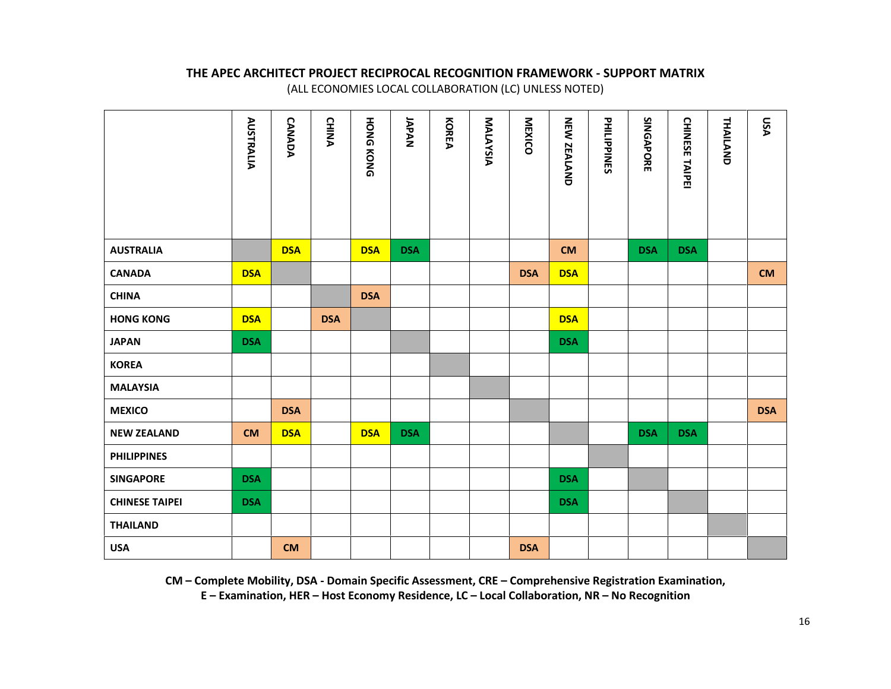**THE APEC ARCHITECT PROJECT RECIPROCAL RECOGNITION FRAMEWORK - SUPPORT MATRIX**

(ALL ECONOMIES LOCAL COLLABORATION (LC) UNLESS NOTED)

| | AUSTRALIA | CANADA | CHINA | HONG KONG | JAPAN | KOREA | MALAYSIA | MEXICO | NEW ZEALAND | PHILIPPINES | SINGAPORE | CHINESE TAIPEI | THAILAND | USA |
|---|---|---|---|---|---|---|---|---|---|---|---|---|---|---|
| **AUSTRALIA** | | DSA | | DSA | DSA | | | | CM | | DSA | DSA | | |
| **CANADA** | DSA | | | | | | | DSA | DSA | | | | | CM |
| **CHINA** | | | | DSA | | | | | | | | | | |
| **HONG KONG** | DSA | | DSA | | | | | | DSA | | | | | |
| **JAPAN** | DSA | | | | | | | | DSA | | | | | |
| **KOREA** | | | | | | | | | | | | | | |
| **MALAYSIA** | | | | | | | | | | | | | | |
| **MEXICO** | | DSA | | | | | | | | | | | | DSA |
| **NEW ZEALAND** | CM | DSA | | DSA | DSA | | | | | | DSA | DSA | | |
| **PHILIPPINES** | | | | | | | | | | | | | | |
| **SINGAPORE** | DSA | | | | | | | | DSA | | | | | |
| **CHINESE TAIPEI** | DSA | | | | | | | | DSA | | | | | |
| **THAILAND** | | | | | | | | | | | | | | |
| **USA** | | CM | | | | | | DSA | | | | | | |

**CM – Complete Mobility, DSA - Domain Specific Assessment, CRE – Comprehensive Registration Examination, E – Examination, HER – Host Economy Residence, LC – Local Collaboration, NR – No Recognition**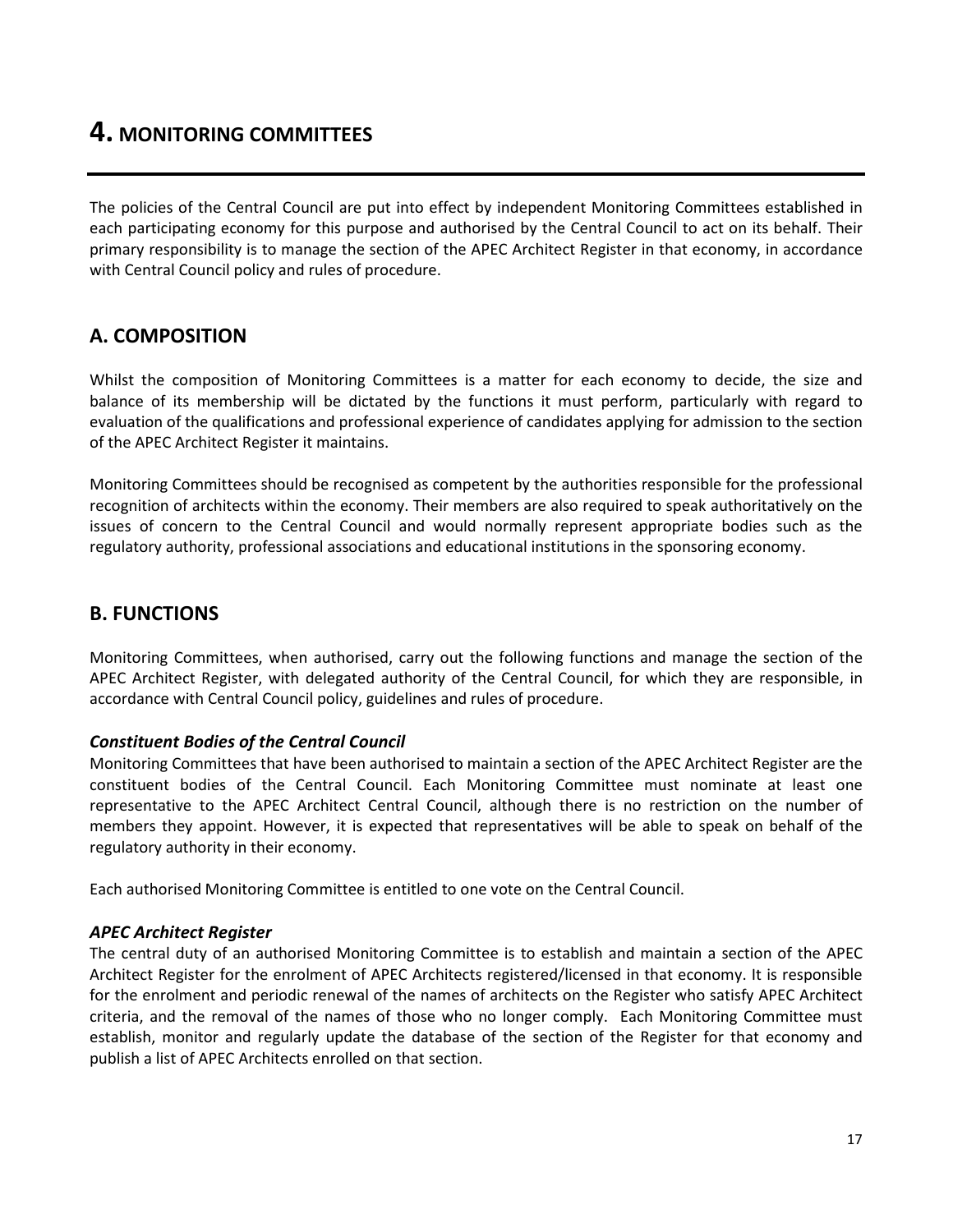# 4. MONITORING COMMITTEES

The policies of the Central Council are put into effect by independent Monitoring Committees established in each participating economy for this purpose and authorised by the Central Council to act on its behalf. Their primary responsibility is to manage the section of the APEC Architect Register in that economy, in accordance with Central Council policy and rules of procedure.

## A. COMPOSITION

Whilst the composition of Monitoring Committees is a matter for each economy to decide, the size and balance of its membership will be dictated by the functions it must perform, particularly with regard to evaluation of the qualifications and professional experience of candidates applying for admission to the section of the APEC Architect Register it maintains.

Monitoring Committees should be recognised as competent by the authorities responsible for the professional recognition of architects within the economy. Their members are also required to speak authoritatively on the issues of concern to the Central Council and would normally represent appropriate bodies such as the regulatory authority, professional associations and educational institutions in the sponsoring economy.

## B. FUNCTIONS

Monitoring Committees, when authorised, carry out the following functions and manage the section of the APEC Architect Register, with delegated authority of the Central Council, for which they are responsible, in accordance with Central Council policy, guidelines and rules of procedure.

### *Constituent Bodies of the Central Council*

Monitoring Committees that have been authorised to maintain a section of the APEC Architect Register are the constituent bodies of the Central Council. Each Monitoring Committee must nominate at least one representative to the APEC Architect Central Council, although there is no restriction on the number of members they appoint. However, it is expected that representatives will be able to speak on behalf of the regulatory authority in their economy.

Each authorised Monitoring Committee is entitled to one vote on the Central Council.

### *APEC Architect Register*

The central duty of an authorised Monitoring Committee is to establish and maintain a section of the APEC Architect Register for the enrolment of APEC Architects registered/licensed in that economy. It is responsible for the enrolment and periodic renewal of the names of architects on the Register who satisfy APEC Architect criteria, and the removal of the names of those who no longer comply. Each Monitoring Committee must establish, monitor and regularly update the database of the section of the Register for that economy and publish a list of APEC Architects enrolled on that section.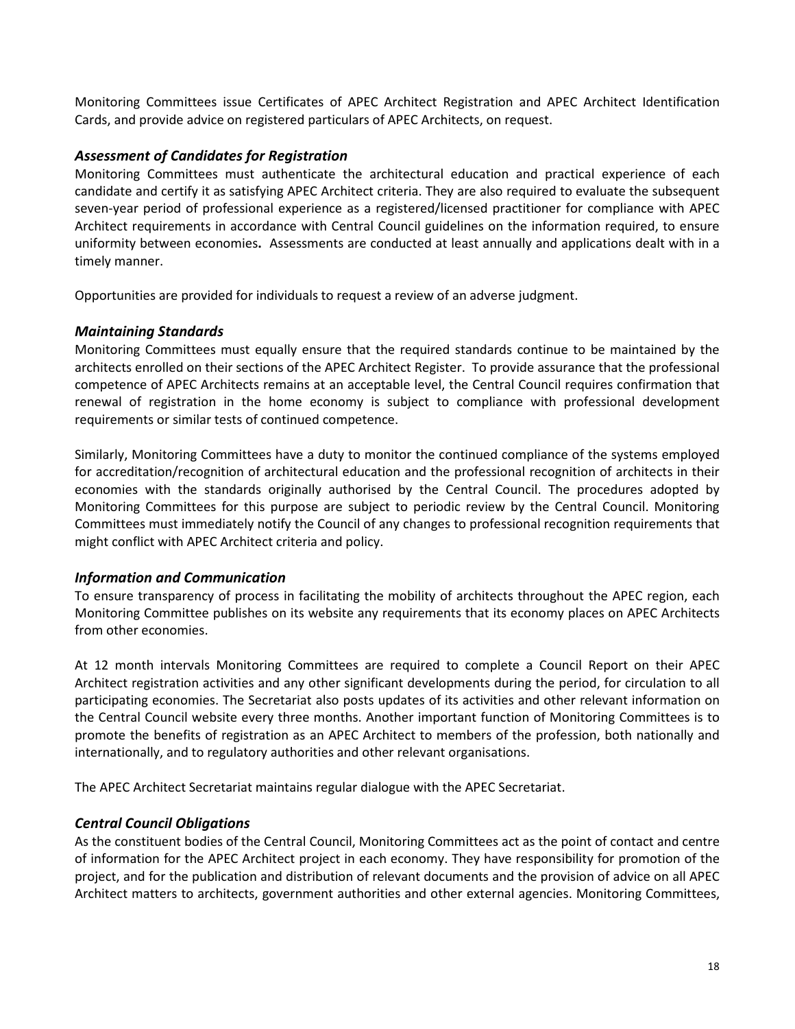Monitoring Committees issue Certificates of APEC Architect Registration and APEC Architect Identification Cards, and provide advice on registered particulars of APEC Architects, on request.

### *Assessment of Candidates for Registration*

Monitoring Committees must authenticate the architectural education and practical experience of each candidate and certify it as satisfying APEC Architect criteria. They are also required to evaluate the subsequent seven-year period of professional experience as a registered/licensed practitioner for compliance with APEC Architect requirements in accordance with Central Council guidelines on the information required, to ensure uniformity between economies**.** Assessments are conducted at least annually and applications dealt with in a timely manner.

Opportunities are provided for individuals to request a review of an adverse judgment.

### *Maintaining Standards*

Monitoring Committees must equally ensure that the required standards continue to be maintained by the architects enrolled on their sections of the APEC Architect Register. To provide assurance that the professional competence of APEC Architects remains at an acceptable level, the Central Council requires confirmation that renewal of registration in the home economy is subject to compliance with professional development requirements or similar tests of continued competence.

Similarly, Monitoring Committees have a duty to monitor the continued compliance of the systems employed for accreditation/recognition of architectural education and the professional recognition of architects in their economies with the standards originally authorised by the Central Council. The procedures adopted by Monitoring Committees for this purpose are subject to periodic review by the Central Council. Monitoring Committees must immediately notify the Council of any changes to professional recognition requirements that might conflict with APEC Architect criteria and policy.

### *Information and Communication*

To ensure transparency of process in facilitating the mobility of architects throughout the APEC region, each Monitoring Committee publishes on its website any requirements that its economy places on APEC Architects from other economies.

At 12 month intervals Monitoring Committees are required to complete a Council Report on their APEC Architect registration activities and any other significant developments during the period, for circulation to all participating economies. The Secretariat also posts updates of its activities and other relevant information on the Central Council website every three months. Another important function of Monitoring Committees is to promote the benefits of registration as an APEC Architect to members of the profession, both nationally and internationally, and to regulatory authorities and other relevant organisations.

The APEC Architect Secretariat maintains regular dialogue with the APEC Secretariat.

### *Central Council Obligations*

As the constituent bodies of the Central Council, Monitoring Committees act as the point of contact and centre of information for the APEC Architect project in each economy. They have responsibility for promotion of the project, and for the publication and distribution of relevant documents and the provision of advice on all APEC Architect matters to architects, government authorities and other external agencies. Monitoring Committees,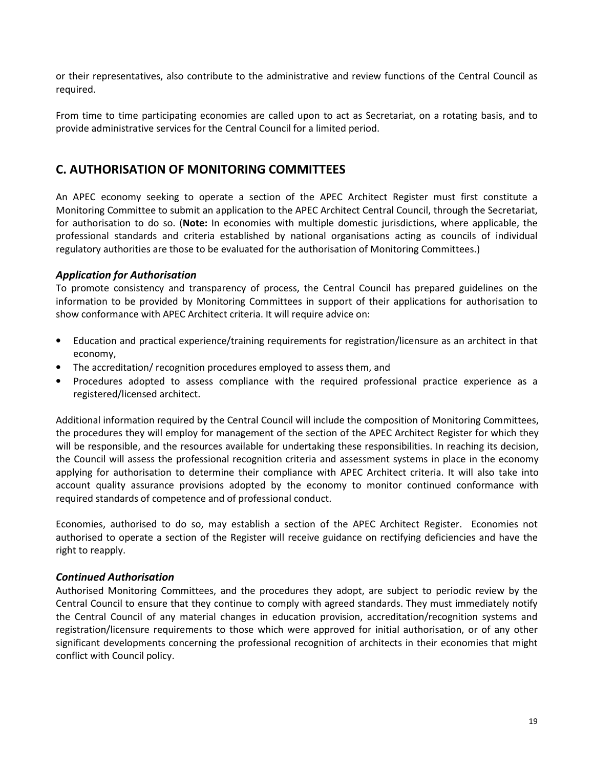or their representatives, also contribute to the administrative and review functions of the Central Council as required.

From time to time participating economies are called upon to act as Secretariat, on a rotating basis, and to provide administrative services for the Central Council for a limited period.

## C. AUTHORISATION OF MONITORING COMMITTEES

An APEC economy seeking to operate a section of the APEC Architect Register must first constitute a Monitoring Committee to submit an application to the APEC Architect Central Council, through the Secretariat, for authorisation to do so. (**Note:** In economies with multiple domestic jurisdictions, where applicable, the professional standards and criteria established by national organisations acting as councils of individual regulatory authorities are those to be evaluated for the authorisation of Monitoring Committees.)

### *Application for Authorisation*

To promote consistency and transparency of process, the Central Council has prepared guidelines on the information to be provided by Monitoring Committees in support of their applications for authorisation to show conformance with APEC Architect criteria. It will require advice on:

- Education and practical experience/training requirements for registration/licensure as an architect in that economy,
- The accreditation/ recognition procedures employed to assess them, and
- Procedures adopted to assess compliance with the required professional practice experience as a registered/licensed architect.

Additional information required by the Central Council will include the composition of Monitoring Committees, the procedures they will employ for management of the section of the APEC Architect Register for which they will be responsible, and the resources available for undertaking these responsibilities. In reaching its decision, the Council will assess the professional recognition criteria and assessment systems in place in the economy applying for authorisation to determine their compliance with APEC Architect criteria. It will also take into account quality assurance provisions adopted by the economy to monitor continued conformance with required standards of competence and of professional conduct.

Economies, authorised to do so, may establish a section of the APEC Architect Register. Economies not authorised to operate a section of the Register will receive guidance on rectifying deficiencies and have the right to reapply.

### *Continued Authorisation*

Authorised Monitoring Committees, and the procedures they adopt, are subject to periodic review by the Central Council to ensure that they continue to comply with agreed standards. They must immediately notify the Central Council of any material changes in education provision, accreditation/recognition systems and registration/licensure requirements to those which were approved for initial authorisation, or of any other significant developments concerning the professional recognition of architects in their economies that might conflict with Council policy.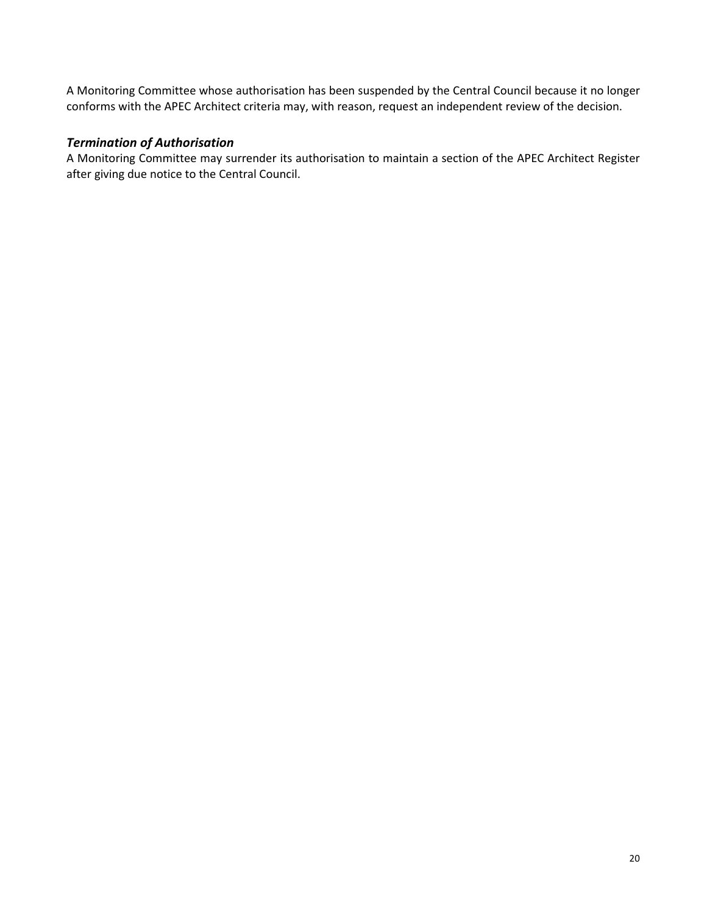A Monitoring Committee whose authorisation has been suspended by the Central Council because it no longer conforms with the APEC Architect criteria may, with reason, request an independent review of the decision.

### *Termination of Authorisation*

A Monitoring Committee may surrender its authorisation to maintain a section of the APEC Architect Register after giving due notice to the Central Council.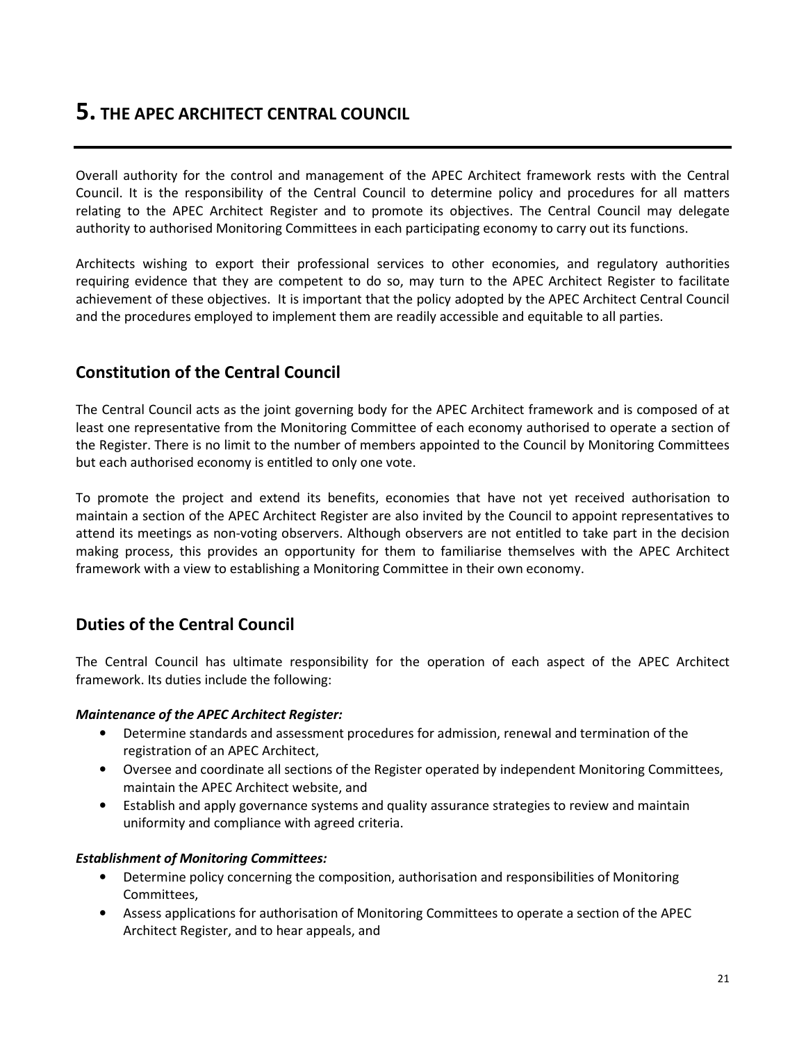# 5. THE APEC ARCHITECT CENTRAL COUNCIL

Overall authority for the control and management of the APEC Architect framework rests with the Central Council. It is the responsibility of the Central Council to determine policy and procedures for all matters relating to the APEC Architect Register and to promote its objectives. The Central Council may delegate authority to authorised Monitoring Committees in each participating economy to carry out its functions.

Architects wishing to export their professional services to other economies, and regulatory authorities requiring evidence that they are competent to do so, may turn to the APEC Architect Register to facilitate achievement of these objectives. It is important that the policy adopted by the APEC Architect Central Council and the procedures employed to implement them are readily accessible and equitable to all parties.

## Constitution of the Central Council

The Central Council acts as the joint governing body for the APEC Architect framework and is composed of at least one representative from the Monitoring Committee of each economy authorised to operate a section of the Register. There is no limit to the number of members appointed to the Council by Monitoring Committees but each authorised economy is entitled to only one vote.

To promote the project and extend its benefits, economies that have not yet received authorisation to maintain a section of the APEC Architect Register are also invited by the Council to appoint representatives to attend its meetings as non-voting observers. Although observers are not entitled to take part in the decision making process, this provides an opportunity for them to familiarise themselves with the APEC Architect framework with a view to establishing a Monitoring Committee in their own economy.

## Duties of the Central Council

The Central Council has ultimate responsibility for the operation of each aspect of the APEC Architect framework. Its duties include the following:

***Maintenance of the APEC Architect Register:***

- Determine standards and assessment procedures for admission, renewal and termination of the registration of an APEC Architect,
- Oversee and coordinate all sections of the Register operated by independent Monitoring Committees, maintain the APEC Architect website, and
- Establish and apply governance systems and quality assurance strategies to review and maintain uniformity and compliance with agreed criteria.

***Establishment of Monitoring Committees:***

- Determine policy concerning the composition, authorisation and responsibilities of Monitoring Committees,
- Assess applications for authorisation of Monitoring Committees to operate a section of the APEC Architect Register, and to hear appeals, and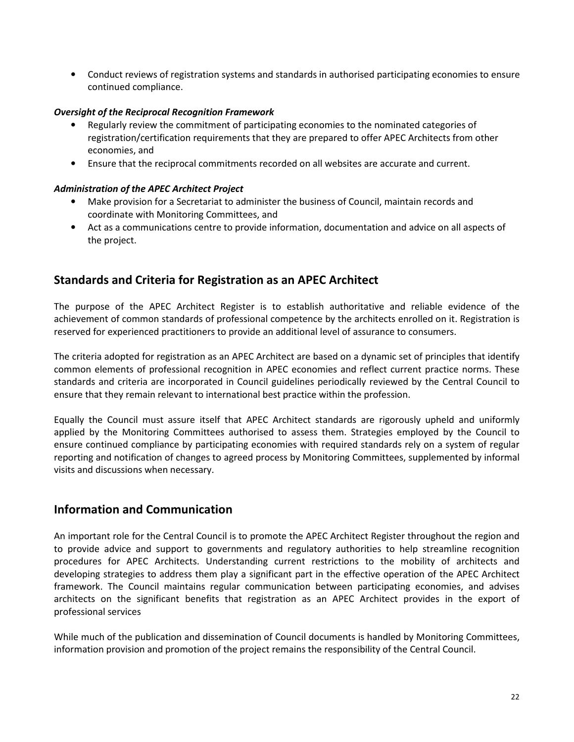- Conduct reviews of registration systems and standards in authorised participating economies to ensure continued compliance.

***Oversight of the Reciprocal Recognition Framework***

- Regularly review the commitment of participating economies to the nominated categories of registration/certification requirements that they are prepared to offer APEC Architects from other economies, and
- Ensure that the reciprocal commitments recorded on all websites are accurate and current.

***Administration of the APEC Architect Project***

- Make provision for a Secretariat to administer the business of Council, maintain records and coordinate with Monitoring Committees, and
- Act as a communications centre to provide information, documentation and advice on all aspects of the project.

## Standards and Criteria for Registration as an APEC Architect

The purpose of the APEC Architect Register is to establish authoritative and reliable evidence of the achievement of common standards of professional competence by the architects enrolled on it. Registration is reserved for experienced practitioners to provide an additional level of assurance to consumers.

The criteria adopted for registration as an APEC Architect are based on a dynamic set of principles that identify common elements of professional recognition in APEC economies and reflect current practice norms. These standards and criteria are incorporated in Council guidelines periodically reviewed by the Central Council to ensure that they remain relevant to international best practice within the profession.

Equally the Council must assure itself that APEC Architect standards are rigorously upheld and uniformly applied by the Monitoring Committees authorised to assess them. Strategies employed by the Council to ensure continued compliance by participating economies with required standards rely on a system of regular reporting and notification of changes to agreed process by Monitoring Committees, supplemented by informal visits and discussions when necessary.

## Information and Communication

An important role for the Central Council is to promote the APEC Architect Register throughout the region and to provide advice and support to governments and regulatory authorities to help streamline recognition procedures for APEC Architects. Understanding current restrictions to the mobility of architects and developing strategies to address them play a significant part in the effective operation of the APEC Architect framework. The Council maintains regular communication between participating economies, and advises architects on the significant benefits that registration as an APEC Architect provides in the export of professional services

While much of the publication and dissemination of Council documents is handled by Monitoring Committees, information provision and promotion of the project remains the responsibility of the Central Council.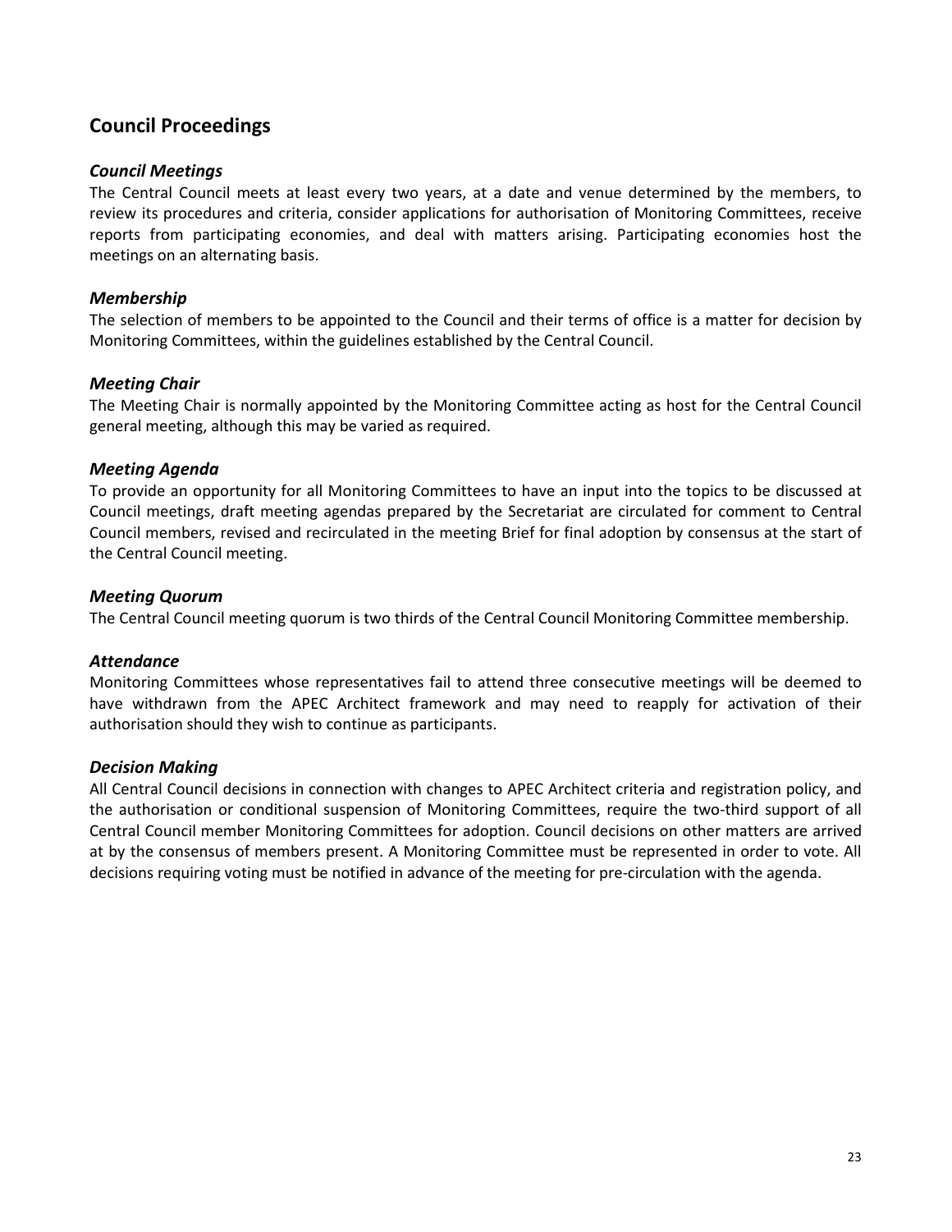## Council Proceedings

### *Council Meetings*

The Central Council meets at least every two years, at a date and venue determined by the members, to review its procedures and criteria, consider applications for authorisation of Monitoring Committees, receive reports from participating economies, and deal with matters arising. Participating economies host the meetings on an alternating basis.

### *Membership*

The selection of members to be appointed to the Council and their terms of office is a matter for decision by Monitoring Committees, within the guidelines established by the Central Council.

### *Meeting Chair*

The Meeting Chair is normally appointed by the Monitoring Committee acting as host for the Central Council general meeting, although this may be varied as required.

### *Meeting Agenda*

To provide an opportunity for all Monitoring Committees to have an input into the topics to be discussed at Council meetings, draft meeting agendas prepared by the Secretariat are circulated for comment to Central Council members, revised and recirculated in the meeting Brief for final adoption by consensus at the start of the Central Council meeting.

### *Meeting Quorum*

The Central Council meeting quorum is two thirds of the Central Council Monitoring Committee membership.

### *Attendance*

Monitoring Committees whose representatives fail to attend three consecutive meetings will be deemed to have withdrawn from the APEC Architect framework and may need to reapply for activation of their authorisation should they wish to continue as participants.

### *Decision Making*

All Central Council decisions in connection with changes to APEC Architect criteria and registration policy, and the authorisation or conditional suspension of Monitoring Committees, require the two-third support of all Central Council member Monitoring Committees for adoption. Council decisions on other matters are arrived at by the consensus of members present. A Monitoring Committee must be represented in order to vote. All decisions requiring voting must be notified in advance of the meeting for pre-circulation with the agenda.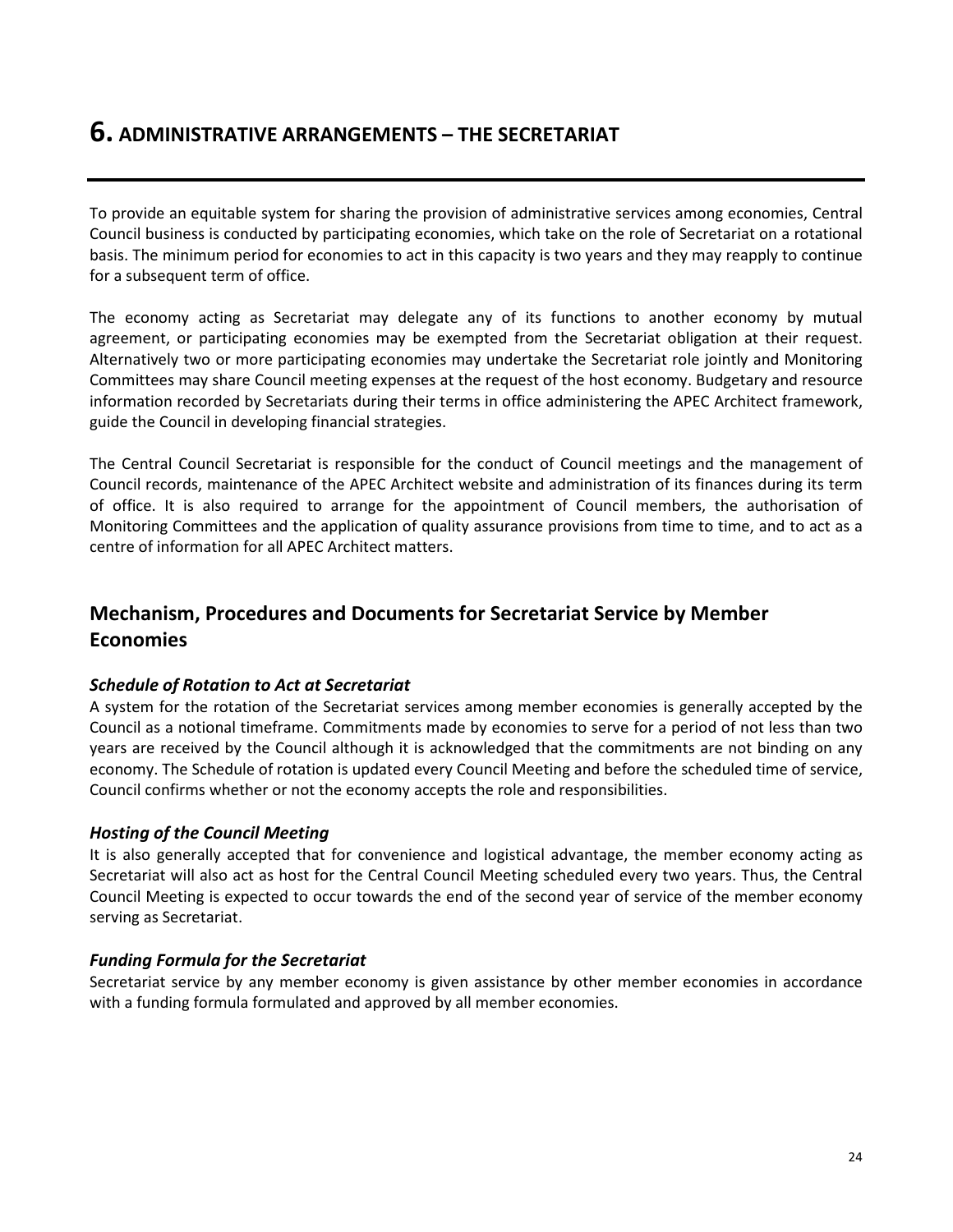# 6. ADMINISTRATIVE ARRANGEMENTS – THE SECRETARIAT

To provide an equitable system for sharing the provision of administrative services among economies, Central Council business is conducted by participating economies, which take on the role of Secretariat on a rotational basis. The minimum period for economies to act in this capacity is two years and they may reapply to continue for a subsequent term of office.

The economy acting as Secretariat may delegate any of its functions to another economy by mutual agreement, or participating economies may be exempted from the Secretariat obligation at their request. Alternatively two or more participating economies may undertake the Secretariat role jointly and Monitoring Committees may share Council meeting expenses at the request of the host economy. Budgetary and resource information recorded by Secretariats during their terms in office administering the APEC Architect framework, guide the Council in developing financial strategies.

The Central Council Secretariat is responsible for the conduct of Council meetings and the management of Council records, maintenance of the APEC Architect website and administration of its finances during its term of office. It is also required to arrange for the appointment of Council members, the authorisation of Monitoring Committees and the application of quality assurance provisions from time to time, and to act as a centre of information for all APEC Architect matters.

## Mechanism, Procedures and Documents for Secretariat Service by Member Economies

### *Schedule of Rotation to Act at Secretariat*

A system for the rotation of the Secretariat services among member economies is generally accepted by the Council as a notional timeframe. Commitments made by economies to serve for a period of not less than two years are received by the Council although it is acknowledged that the commitments are not binding on any economy. The Schedule of rotation is updated every Council Meeting and before the scheduled time of service, Council confirms whether or not the economy accepts the role and responsibilities.

### *Hosting of the Council Meeting*

It is also generally accepted that for convenience and logistical advantage, the member economy acting as Secretariat will also act as host for the Central Council Meeting scheduled every two years. Thus, the Central Council Meeting is expected to occur towards the end of the second year of service of the member economy serving as Secretariat.

### *Funding Formula for the Secretariat*

Secretariat service by any member economy is given assistance by other member economies in accordance with a funding formula formulated and approved by all member economies.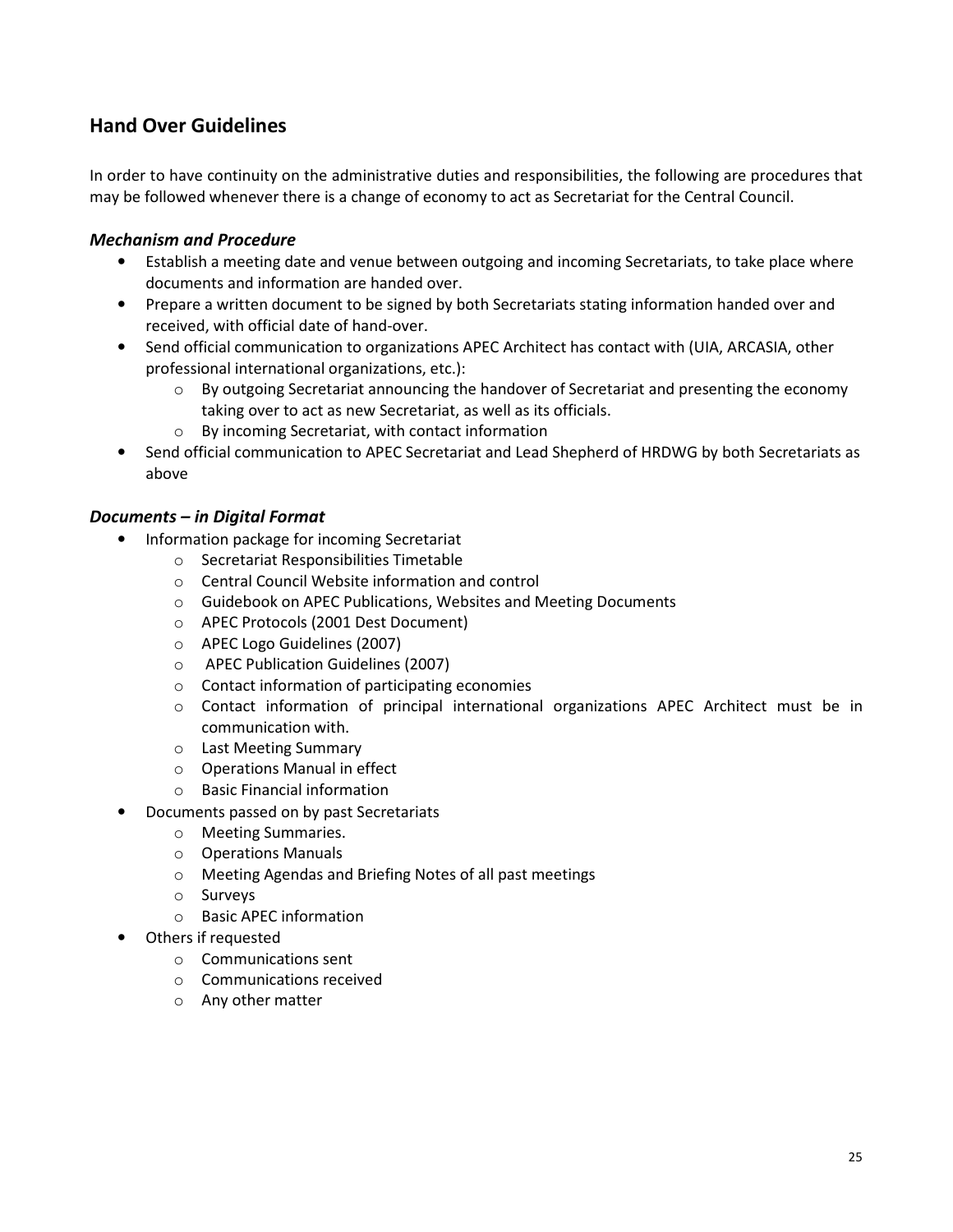## Hand Over Guidelines

In order to have continuity on the administrative duties and responsibilities, the following are procedures that may be followed whenever there is a change of economy to act as Secretariat for the Central Council.

### *Mechanism and Procedure*

- Establish a meeting date and venue between outgoing and incoming Secretariats, to take place where documents and information are handed over.
- Prepare a written document to be signed by both Secretariats stating information handed over and received, with official date of hand-over.
- Send official communication to organizations APEC Architect has contact with (UIA, ARCASIA, other professional international organizations, etc.):
  - By outgoing Secretariat announcing the handover of Secretariat and presenting the economy taking over to act as new Secretariat, as well as its officials.
  - By incoming Secretariat, with contact information
- Send official communication to APEC Secretariat and Lead Shepherd of HRDWG by both Secretariats as above

### *Documents – in Digital Format*

- Information package for incoming Secretariat
  - Secretariat Responsibilities Timetable
  - Central Council Website information and control
  - Guidebook on APEC Publications, Websites and Meeting Documents
  - APEC Protocols (2001 Dest Document)
  - APEC Logo Guidelines (2007)
  - APEC Publication Guidelines (2007)
  - Contact information of participating economies
  - Contact information of principal international organizations APEC Architect must be in communication with.
  - Last Meeting Summary
  - Operations Manual in effect
  - Basic Financial information
- Documents passed on by past Secretariats
  - Meeting Summaries.
  - Operations Manuals
  - Meeting Agendas and Briefing Notes of all past meetings
  - Surveys
  - Basic APEC information
- Others if requested
  - Communications sent
  - Communications received
  - Any other matter